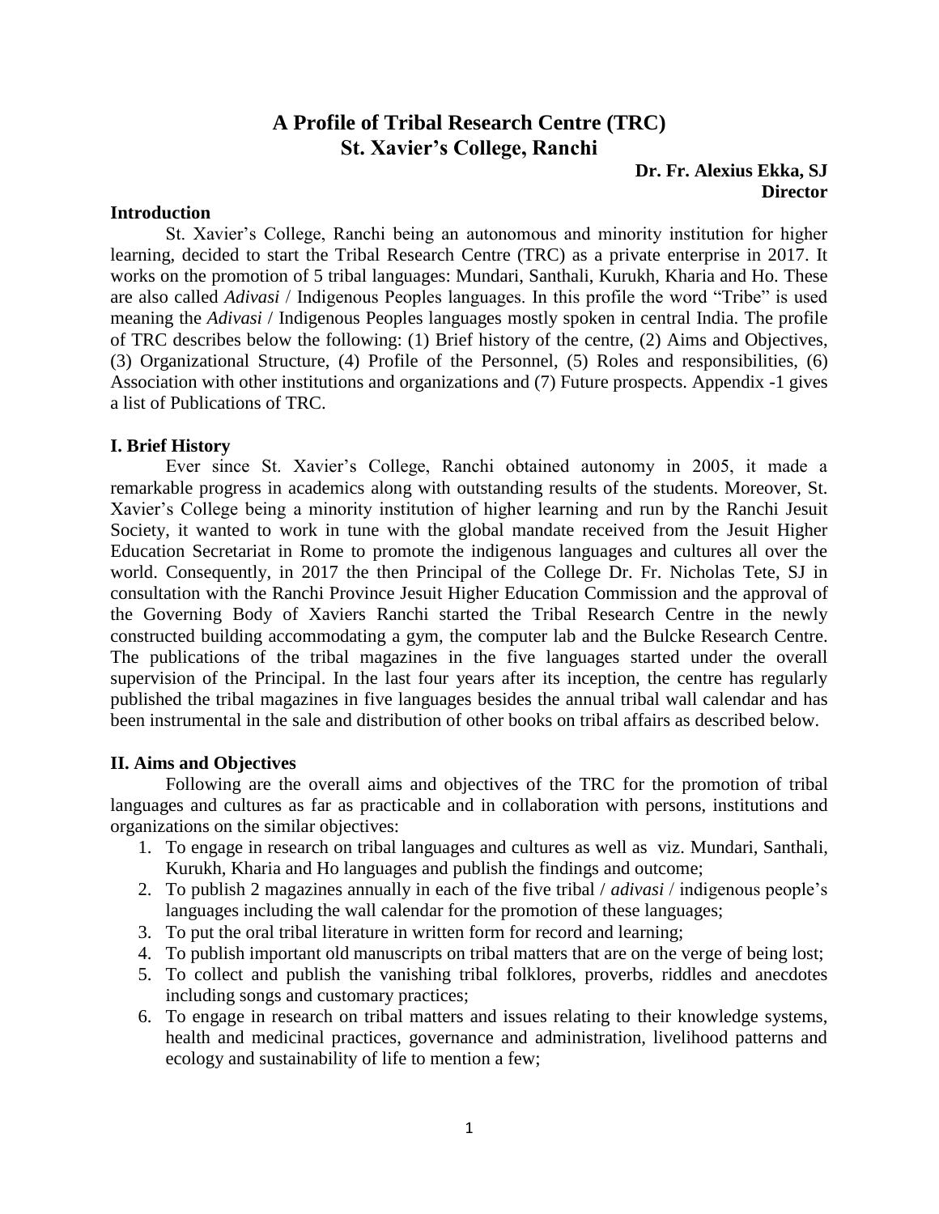# A Profile of Tribal Research Centre (TRC)
# St. Xavier's College, Ranchi

**Dr. Fr. Alexius Ekka, SJ**
**Director**

## Introduction

St. Xavier's College, Ranchi being an autonomous and minority institution for higher learning, decided to start the Tribal Research Centre (TRC) as a private enterprise in 2017. It works on the promotion of 5 tribal languages: Mundari, Santhali, Kurukh, Kharia and Ho. These are also called *Adivasi* / Indigenous Peoples languages. In this profile the word "Tribe" is used meaning the *Adivasi* / Indigenous Peoples languages mostly spoken in central India. The profile of TRC describes below the following: (1) Brief history of the centre, (2) Aims and Objectives, (3) Organizational Structure, (4) Profile of the Personnel, (5) Roles and responsibilities, (6) Association with other institutions and organizations and (7) Future prospects. Appendix -1 gives a list of Publications of TRC.

## I. Brief History

Ever since St. Xavier's College, Ranchi obtained autonomy in 2005, it made a remarkable progress in academics along with outstanding results of the students. Moreover, St. Xavier's College being a minority institution of higher learning and run by the Ranchi Jesuit Society, it wanted to work in tune with the global mandate received from the Jesuit Higher Education Secretariat in Rome to promote the indigenous languages and cultures all over the world. Consequently, in 2017 the then Principal of the College Dr. Fr. Nicholas Tete, SJ in consultation with the Ranchi Province Jesuit Higher Education Commission and the approval of the Governing Body of Xaviers Ranchi started the Tribal Research Centre in the newly constructed building accommodating a gym, the computer lab and the Bulcke Research Centre. The publications of the tribal magazines in the five languages started under the overall supervision of the Principal. In the last four years after its inception, the centre has regularly published the tribal magazines in five languages besides the annual tribal wall calendar and has been instrumental in the sale and distribution of other books on tribal affairs as described below.

## II. Aims and Objectives

Following are the overall aims and objectives of the TRC for the promotion of tribal languages and cultures as far as practicable and in collaboration with persons, institutions and organizations on the similar objectives:

1. To engage in research on tribal languages and cultures as well as viz. Mundari, Santhali, Kurukh, Kharia and Ho languages and publish the findings and outcome;
2. To publish 2 magazines annually in each of the five tribal / *adivasi* / indigenous people's languages including the wall calendar for the promotion of these languages;
3. To put the oral tribal literature in written form for record and learning;
4. To publish important old manuscripts on tribal matters that are on the verge of being lost;
5. To collect and publish the vanishing tribal folklores, proverbs, riddles and anecdotes including songs and customary practices;
6. To engage in research on tribal matters and issues relating to their knowledge systems, health and medicinal practices, governance and administration, livelihood patterns and ecology and sustainability of life to mention a few;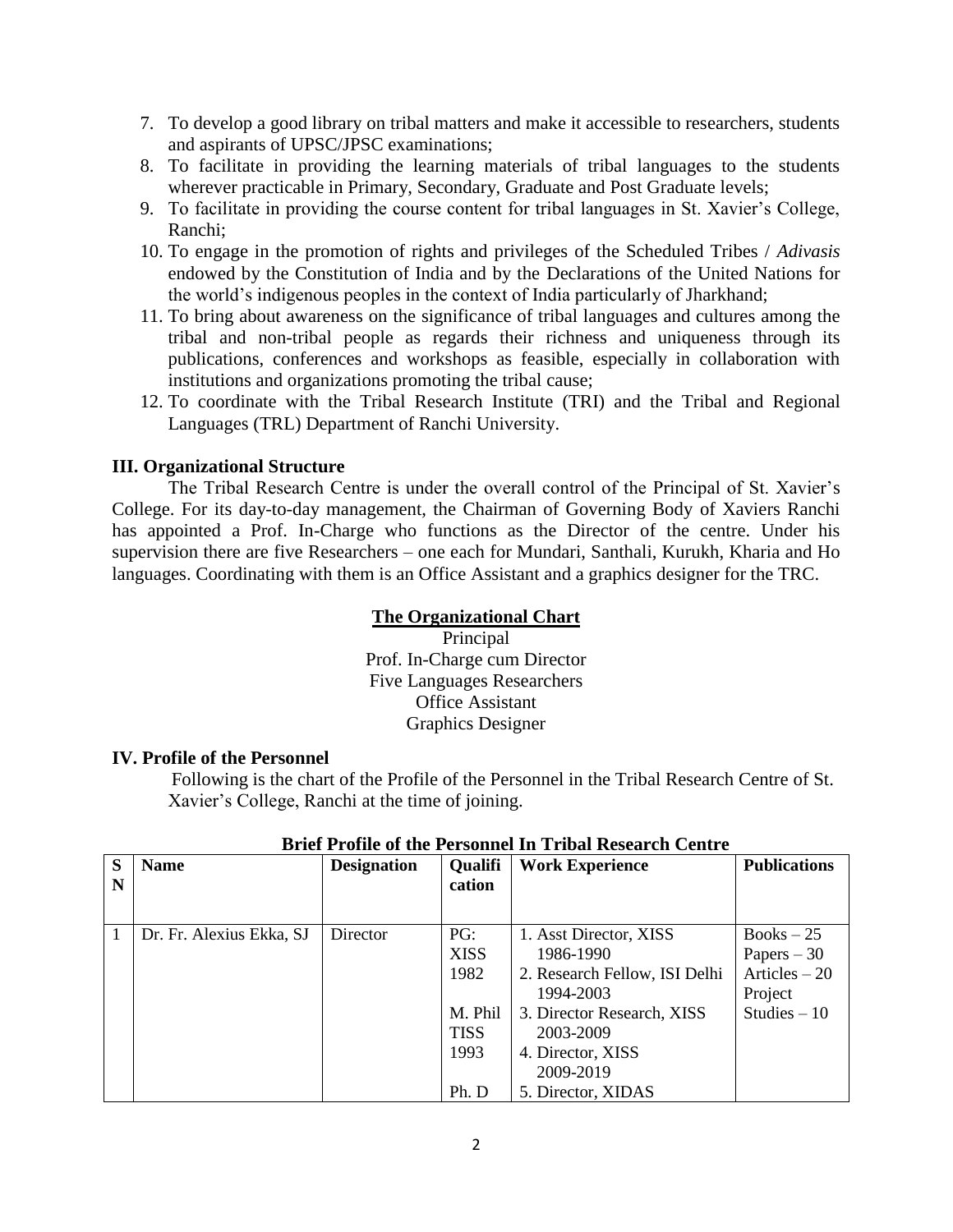7. To develop a good library on tribal matters and make it accessible to researchers, students and aspirants of UPSC/JPSC examinations;
8. To facilitate in providing the learning materials of tribal languages to the students wherever practicable in Primary, Secondary, Graduate and Post Graduate levels;
9. To facilitate in providing the course content for tribal languages in St. Xavier's College, Ranchi;
10. To engage in the promotion of rights and privileges of the Scheduled Tribes / *Adivasis* endowed by the Constitution of India and by the Declarations of the United Nations for the world's indigenous peoples in the context of India particularly of Jharkhand;
11. To bring about awareness on the significance of tribal languages and cultures among the tribal and non-tribal people as regards their richness and uniqueness through its publications, conferences and workshops as feasible, especially in collaboration with institutions and organizations promoting the tribal cause;
12. To coordinate with the Tribal Research Institute (TRI) and the Tribal and Regional Languages (TRL) Department of Ranchi University.

### III. Organizational Structure

The Tribal Research Centre is under the overall control of the Principal of St. Xavier's College. For its day-to-day management, the Chairman of Governing Body of Xaviers Ranchi has appointed a Prof. In-Charge who functions as the Director of the centre. Under his supervision there are five Researchers – one each for Mundari, Santhali, Kurukh, Kharia and Ho languages. Coordinating with them is an Office Assistant and a graphics designer for the TRC.

**The Organizational Chart**

Principal
Prof. In-Charge cum Director
Five Languages Researchers
Office Assistant
Graphics Designer

### IV. Profile of the Personnel

Following is the chart of the Profile of the Personnel in the Tribal Research Centre of St. Xavier's College, Ranchi at the time of joining.

**Brief Profile of the Personnel In Tribal Research Centre**

| SN | Name | Designation | Qualification | Work Experience | Publications |
|---|---|---|---|---|---|
| 1 | Dr. Fr. Alexius Ekka, SJ | Director | PG: XISS 1982<br><br>M. Phil TISS 1993<br><br>Ph. D | 1. Asst Director, XISS 1986-1990<br>2. Research Fellow, ISI Delhi 1994-2003<br>3. Director Research, XISS 2003-2009<br>4. Director, XISS 2009-2019<br>5. Director, XIDAS | Books – 25<br>Papers – 30<br>Articles – 20<br>Project Studies – 10 |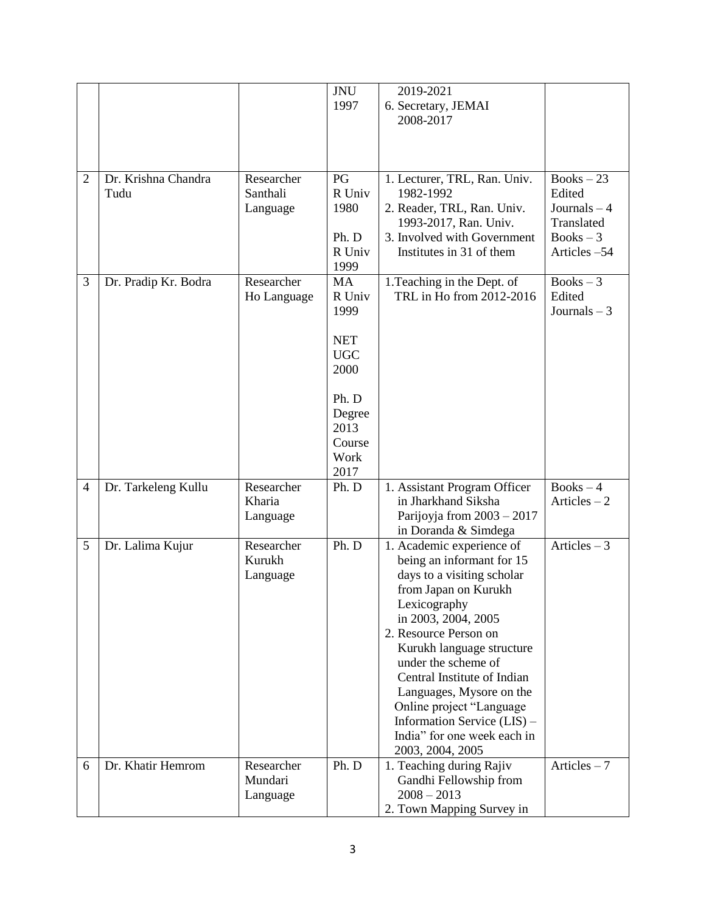|   |   |   |   |   |   |
|---|---|---|---|---|---|
|   |   |   | JNU 1997 | 2019-2021<br>6. Secretary, JEMAI 2008-2017 |   |
| 2 | Dr. Krishna Chandra Tudu | Researcher Santhali Language | PG R Univ 1980<br><br>Ph. D R Univ 1999 | 1. Lecturer, TRL, Ran. Univ. 1982-1992<br>2. Reader, TRL, Ran. Univ. 1993-2017, Ran. Univ.<br>3. Involved with Government Institutes in 31 of them | Books – 23<br>Edited Journals – 4<br>Translated Books – 3<br>Articles –54 |
| 3 | Dr. Pradip Kr. Bodra | Researcher Ho Language | MA R Univ 1999<br><br>NET UGC 2000<br><br>Ph. D Degree 2013<br>Course Work 2017 | 1.Teaching in the Dept. of TRL in Ho from 2012-2016 | Books – 3<br>Edited Journals – 3 |
| 4 | Dr. Tarkeleng Kullu | Researcher Kharia Language | Ph. D | 1. Assistant Program Officer in Jharkhand Siksha Parijoyja from 2003 – 2017 in Doranda & Simdega | Books – 4<br>Articles – 2 |
| 5 | Dr. Lalima Kujur | Researcher Kurukh Language | Ph. D | 1. Academic experience of being an informant for 15 days to a visiting scholar from Japan on Kurukh Lexicography in 2003, 2004, 2005<br>2. Resource Person on Kurukh language structure under the scheme of Central Institute of Indian Languages, Mysore on the Online project "Language Information Service (LIS) – India" for one week each in 2003, 2004, 2005 | Articles – 3 |
| 6 | Dr. Khatir Hemrom | Researcher Mundari Language | Ph. D | 1. Teaching during Rajiv Gandhi Fellowship from 2008 – 2013<br>2. Town Mapping Survey in | Articles – 7 |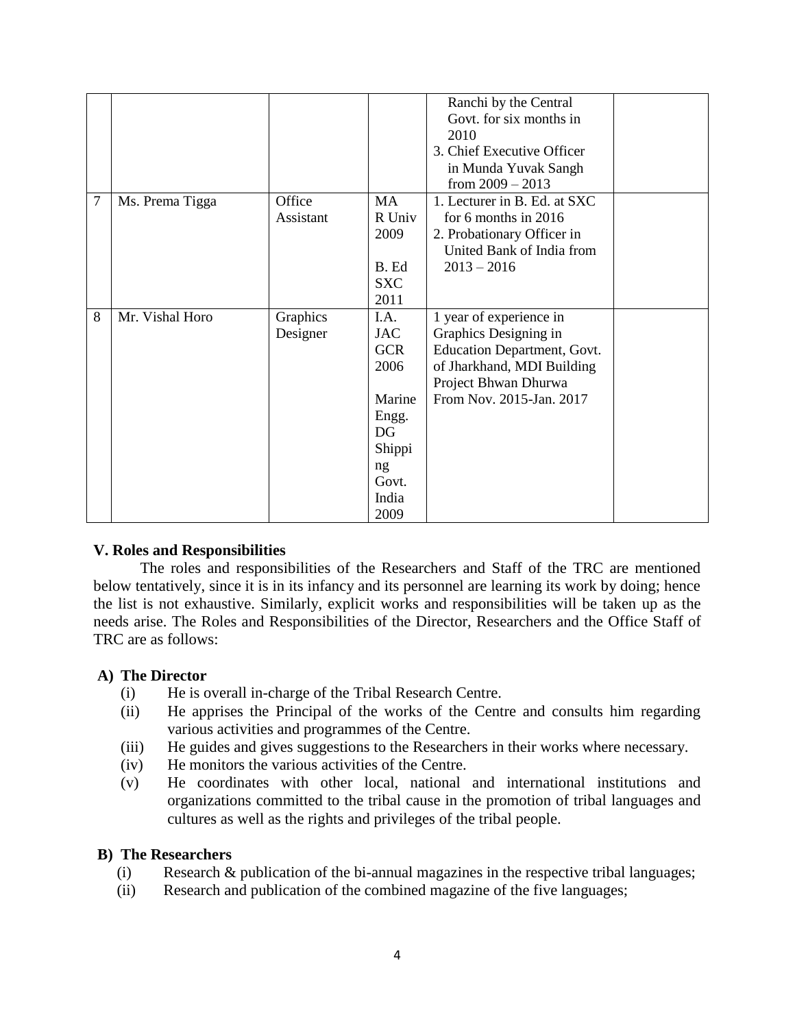| | | | | | |
|---|---|---|---|---|---|
| | | | | Ranchi by the Central Govt. for six months in 2010<br>3. Chief Executive Officer in Munda Yuvak Sangh from 2009 – 2013 | |
| 7 | Ms. Prema Tigga | Office Assistant | MA R Univ 2009<br><br>B. Ed SXC 2011 | 1. Lecturer in B. Ed. at SXC for 6 months in 2016<br>2. Probationary Officer in United Bank of India from 2013 – 2016 | |
| 8 | Mr. Vishal Horo | Graphics Designer | I.A. JAC GCR 2006<br><br>Marine Engg. DG Shipping Govt. India 2009 | 1 year of experience in Graphics Designing in Education Department, Govt. of Jharkhand, MDI Building Project Bhwan Dhurwa From Nov. 2015-Jan. 2017 | |

**V. Roles and Responsibilities**

The roles and responsibilities of the Researchers and Staff of the TRC are mentioned below tentatively, since it is in its infancy and its personnel are learning its work by doing; hence the list is not exhaustive. Similarly, explicit works and responsibilities will be taken up as the needs arise. The Roles and Responsibilities of the Director, Researchers and the Office Staff of TRC are as follows:

**A) The Director**

- (i) He is overall in-charge of the Tribal Research Centre.
- (ii) He apprises the Principal of the works of the Centre and consults him regarding various activities and programmes of the Centre.
- (iii) He guides and gives suggestions to the Researchers in their works where necessary.
- (iv) He monitors the various activities of the Centre.
- (v) He coordinates with other local, national and international institutions and organizations committed to the tribal cause in the promotion of tribal languages and cultures as well as the rights and privileges of the tribal people.

**B) The Researchers**

- (i) Research & publication of the bi-annual magazines in the respective tribal languages;
- (ii) Research and publication of the combined magazine of the five languages;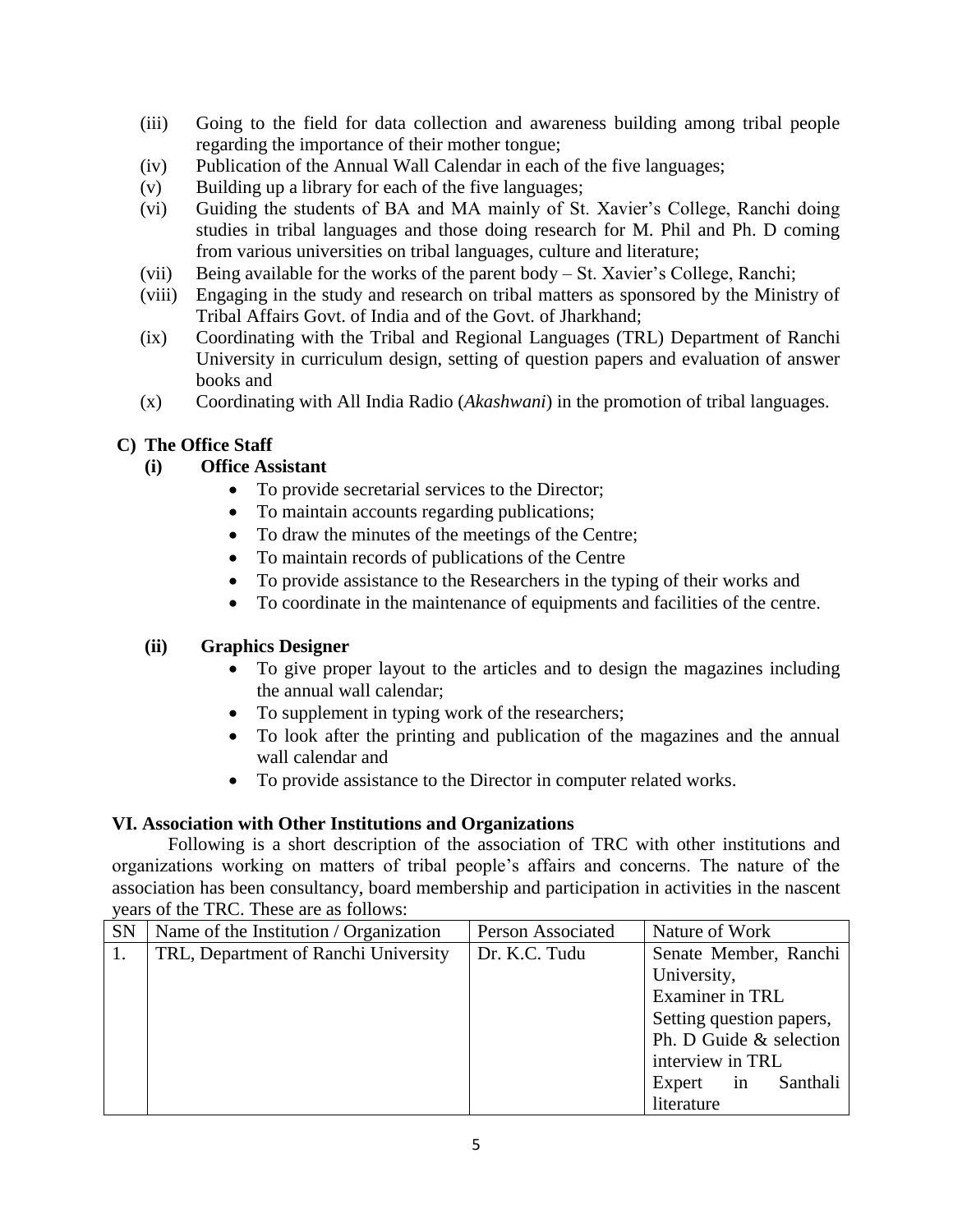(iii) Going to the field for data collection and awareness building among tribal people regarding the importance of their mother tongue;

(iv) Publication of the Annual Wall Calendar in each of the five languages;

(v) Building up a library for each of the five languages;

(vi) Guiding the students of BA and MA mainly of St. Xavier's College, Ranchi doing studies in tribal languages and those doing research for M. Phil and Ph. D coming from various universities on tribal languages, culture and literature;

(vii) Being available for the works of the parent body – St. Xavier's College, Ranchi;

(viii) Engaging in the study and research on tribal matters as sponsored by the Ministry of Tribal Affairs Govt. of India and of the Govt. of Jharkhand;

(ix) Coordinating with the Tribal and Regional Languages (TRL) Department of Ranchi University in curriculum design, setting of question papers and evaluation of answer books and

(x) Coordinating with All India Radio (*Akashwani*) in the promotion of tribal languages.

**C) The Office Staff**

**(i) Office Assistant**

- To provide secretarial services to the Director;
- To maintain accounts regarding publications;
- To draw the minutes of the meetings of the Centre;
- To maintain records of publications of the Centre
- To provide assistance to the Researchers in the typing of their works and
- To coordinate in the maintenance of equipments and facilities of the centre.

**(ii) Graphics Designer**

- To give proper layout to the articles and to design the magazines including the annual wall calendar;
- To supplement in typing work of the researchers;
- To look after the printing and publication of the magazines and the annual wall calendar and
- To provide assistance to the Director in computer related works.

**VI. Association with Other Institutions and Organizations**

Following is a short description of the association of TRC with other institutions and organizations working on matters of tribal people's affairs and concerns. The nature of the association has been consultancy, board membership and participation in activities in the nascent years of the TRC. These are as follows:

| SN | Name of the Institution / Organization | Person Associated | Nature of Work |
|---|---|---|---|
| 1. | TRL, Department of Ranchi University | Dr. K.C. Tudu | Senate Member, Ranchi University, Examiner in TRL Setting question papers, Ph. D Guide & selection interview in TRL Expert in Santhali literature |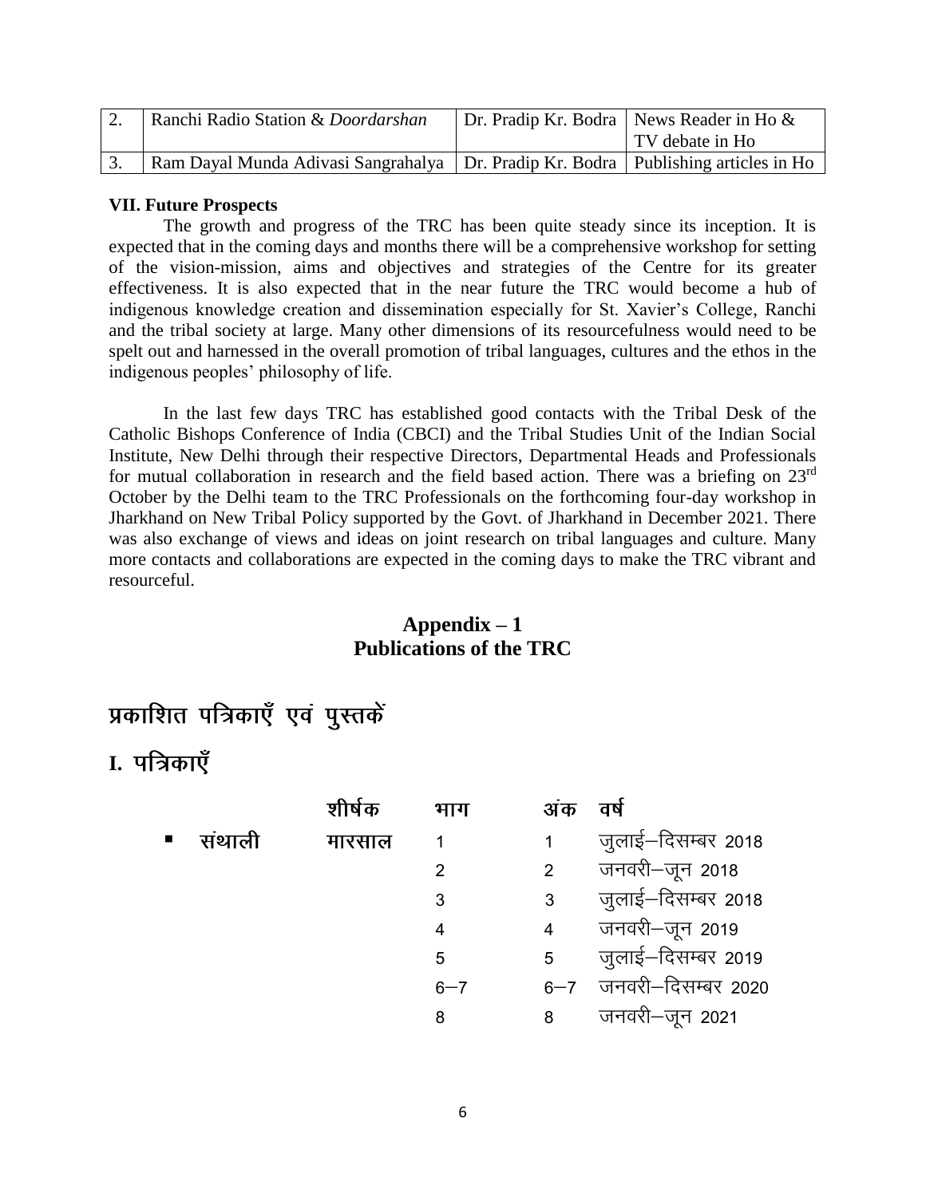| 2. | Ranchi Radio Station & *Doordarshan* | Dr. Pradip Kr. Bodra | News Reader in Ho & TV debate in Ho |
|---|---|---|---|
| 3. | Ram Dayal Munda Adivasi Sangrahalya | Dr. Pradip Kr. Bodra | Publishing articles in Ho |

**VII. Future Prospects**

The growth and progress of the TRC has been quite steady since its inception. It is expected that in the coming days and months there will be a comprehensive workshop for setting of the vision-mission, aims and objectives and strategies of the Centre for its greater effectiveness. It is also expected that in the near future the TRC would become a hub of indigenous knowledge creation and dissemination especially for St. Xavier's College, Ranchi and the tribal society at large. Many other dimensions of its resourcefulness would need to be spelt out and harnessed in the overall promotion of tribal languages, cultures and the ethos in the indigenous peoples' philosophy of life.

In the last few days TRC has established good contacts with the Tribal Desk of the Catholic Bishops Conference of India (CBCI) and the Tribal Studies Unit of the Indian Social Institute, New Delhi through their respective Directors, Departmental Heads and Professionals for mutual collaboration in research and the field based action. There was a briefing on 23rd October by the Delhi team to the TRC Professionals on the forthcoming four-day workshop in Jharkhand on New Tribal Policy supported by the Govt. of Jharkhand in December 2021. There was also exchange of views and ideas on joint research on tribal languages and culture. Many more contacts and collaborations are expected in the coming days to make the TRC vibrant and resourceful.

## Appendix – 1
## Publications of the TRC

# प्रकाशित पत्रिकाएँ एवं पुस्तकें

## I. पत्रिकाएँ

| | शीर्षक | भाग | अंक | वर्ष |
|---|---|---|---|---|
| ▪ संथाली | मारसाल | 1 | 1 | जुलाई–दिसम्बर 2018 |
| | | 2 | 2 | जनवरी–जून 2018 |
| | | 3 | 3 | जुलाई–दिसम्बर 2018 |
| | | 4 | 4 | जनवरी–जून 2019 |
| | | 5 | 5 | जुलाई–दिसम्बर 2019 |
| | | 6–7 | 6–7 | जनवरी–दिसम्बर 2020 |
| | | 8 | 8 | जनवरी–जून 2021 |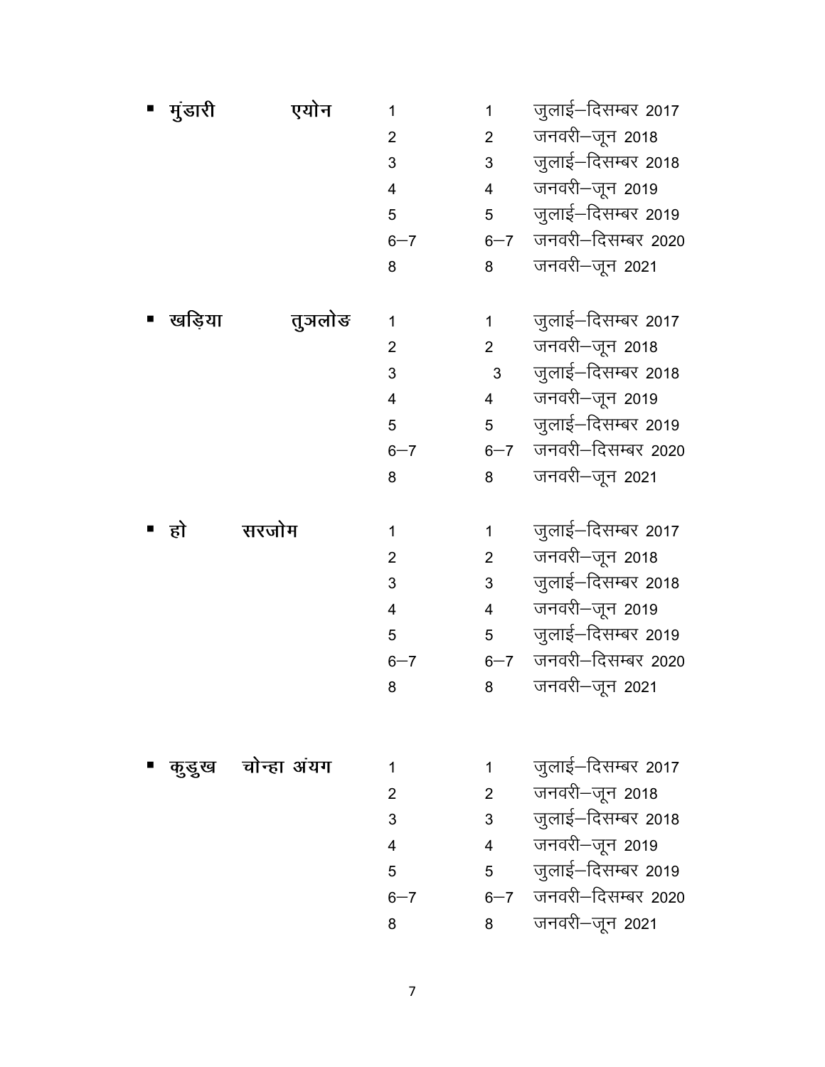| भाषा | पत्रिका | अंक | अंक | अवधि |
|---|---|---|---|---|
| ▪ मुंडारी | एयोन | 1 | 1 | जुलाई–दिसम्बर 2017 |
| | | 2 | 2 | जनवरी–जून 2018 |
| | | 3 | 3 | जुलाई–दिसम्बर 2018 |
| | | 4 | 4 | जनवरी–जून 2019 |
| | | 5 | 5 | जुलाई–दिसम्बर 2019 |
| | | 6–7 | 6–7 | जनवरी–दिसम्बर 2020 |
| | | 8 | 8 | जनवरी–जून 2021 |
| ▪ खड़िया | तुञलोङ | 1 | 1 | जुलाई–दिसम्बर 2017 |
| | | 2 | 2 | जनवरी–जून 2018 |
| | | 3 | 3 | जुलाई–दिसम्बर 2018 |
| | | 4 | 4 | जनवरी–जून 2019 |
| | | 5 | 5 | जुलाई–दिसम्बर 2019 |
| | | 6–7 | 6–7 | जनवरी–दिसम्बर 2020 |
| | | 8 | 8 | जनवरी–जून 2021 |
| ▪ हो | सरजोम | 1 | 1 | जुलाई–दिसम्बर 2017 |
| | | 2 | 2 | जनवरी–जून 2018 |
| | | 3 | 3 | जुलाई–दिसम्बर 2018 |
| | | 4 | 4 | जनवरी–जून 2019 |
| | | 5 | 5 | जुलाई–दिसम्बर 2019 |
| | | 6–7 | 6–7 | जनवरी–दिसम्बर 2020 |
| | | 8 | 8 | जनवरी–जून 2021 |
| ▪ कुडुख | चोन्हा अंयग | 1 | 1 | जुलाई–दिसम्बर 2017 |
| | | 2 | 2 | जनवरी–जून 2018 |
| | | 3 | 3 | जुलाई–दिसम्बर 2018 |
| | | 4 | 4 | जनवरी–जून 2019 |
| | | 5 | 5 | जुलाई–दिसम्बर 2019 |
| | | 6–7 | 6–7 | जनवरी–दिसम्बर 2020 |
| | | 8 | 8 | जनवरी–जून 2021 |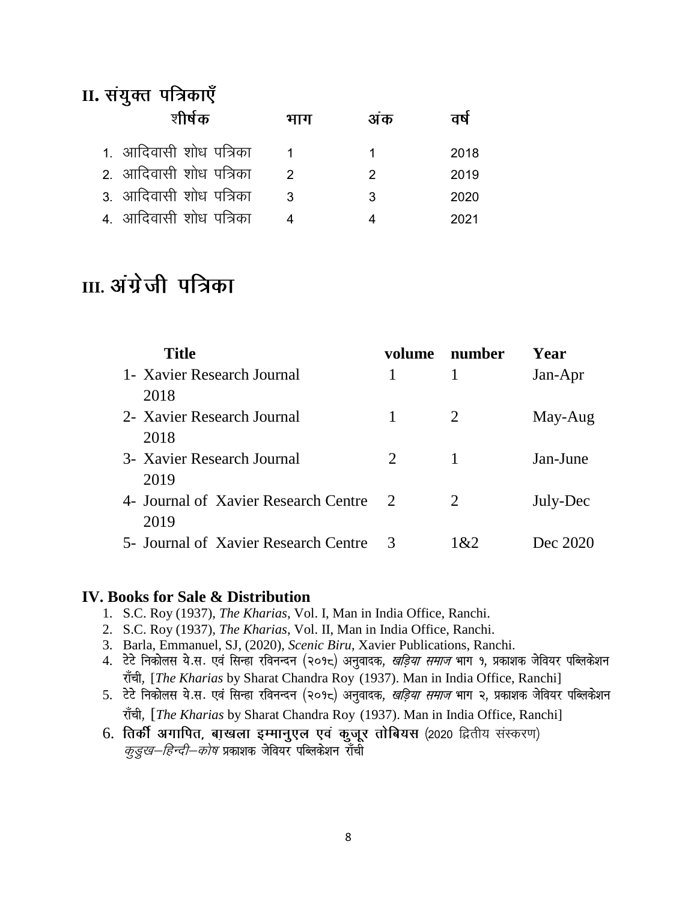## II. संयुक्त पत्रिकाएँ

| | शीर्षक | भाग | अंक | वर्ष |
|---|---|---|---|---|
| 1. | आदिवासी शोध पत्रिका | 1 | 1 | 2018 |
| 2. | आदिवासी शोध पत्रिका | 2 | 2 | 2019 |
| 3. | आदिवासी शोध पत्रिका | 3 | 3 | 2020 |
| 4. | आदिवासी शोध पत्रिका | 4 | 4 | 2021 |

## III. अंग्रेजी पत्रिका

| Title | volume | number | Year |
|---|---|---|---|
| 1- Xavier Research Journal 2018 | 1 | 1 | Jan-Apr |
| 2- Xavier Research Journal 2018 | 1 | 2 | May-Aug |
| 3- Xavier Research Journal 2019 | 2 | 1 | Jan-June |
| 4- Journal of Xavier Research Centre 2019 | 2 | 2 | July-Dec |
| 5- Journal of Xavier Research Centre | 3 | 1&2 | Dec 2020 |

## IV. Books for Sale & Distribution

1. S.C. Roy (1937), *The Kharias*, Vol. I, Man in India Office, Ranchi.
2. S.C. Roy (1937), *The Kharias*, Vol. II, Man in India Office, Ranchi.
3. Barla, Emmanuel, SJ, (2020), *Scenic Biru*, Xavier Publications, Ranchi.
4. टेटे निकोलस ये.स. एवं सिन्हा रविनन्दन (२०१८) अनुवादक, *खड़िया समाज* भाग १, प्रकाशक जेवियर पब्लिकेशन राँची, [*The Kharias* by Sharat Chandra Roy (1937). Man in India Office, Ranchi]
5. टेटे निकोलस ये.स. एवं सिन्हा रविनन्दन (२०१८) अनुवादक, *खड़िया समाज* भाग २, प्रकाशक जेवियर पब्लिकेशन राँची, [*The Kharias* by Sharat Chandra Roy (1937). Man in India Office, Ranchi]
6. **तिर्की अगापित, बाखला इम्मानुएल एवं कुजूर तोबियस** (2020 द्वितीय संस्करण) *कुड़ुख–हिन्दी–कोष* प्रकाशक जेवियर पब्लिकेशन राँची